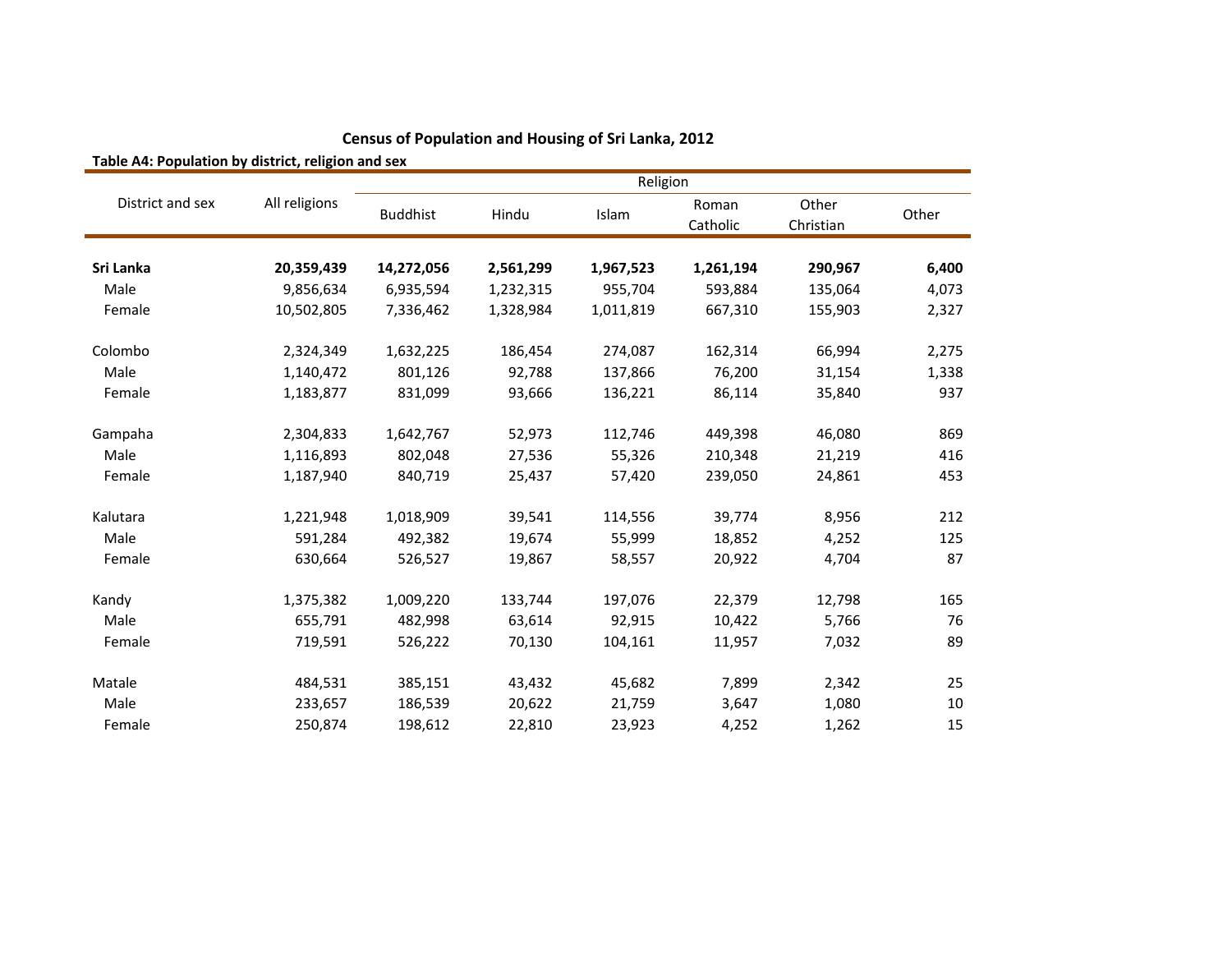## Census of Population and Housing of Sri Lanka, 2012

### Table A4: Population by district, religion and sex

| District and sex | All religions | Religion | | | | | |
|---|---|---|---|---|---|---|---|
| | | Buddhist | Hindu | Islam | Roman Catholic | Other Christian | Other |
| **Sri Lanka** | **20,359,439** | **14,272,056** | **2,561,299** | **1,967,523** | **1,261,194** | **290,967** | **6,400** |
| Male | 9,856,634 | 6,935,594 | 1,232,315 | 955,704 | 593,884 | 135,064 | 4,073 |
| Female | 10,502,805 | 7,336,462 | 1,328,984 | 1,011,819 | 667,310 | 155,903 | 2,327 |
| Colombo | 2,324,349 | 1,632,225 | 186,454 | 274,087 | 162,314 | 66,994 | 2,275 |
| Male | 1,140,472 | 801,126 | 92,788 | 137,866 | 76,200 | 31,154 | 1,338 |
| Female | 1,183,877 | 831,099 | 93,666 | 136,221 | 86,114 | 35,840 | 937 |
| Gampaha | 2,304,833 | 1,642,767 | 52,973 | 112,746 | 449,398 | 46,080 | 869 |
| Male | 1,116,893 | 802,048 | 27,536 | 55,326 | 210,348 | 21,219 | 416 |
| Female | 1,187,940 | 840,719 | 25,437 | 57,420 | 239,050 | 24,861 | 453 |
| Kalutara | 1,221,948 | 1,018,909 | 39,541 | 114,556 | 39,774 | 8,956 | 212 |
| Male | 591,284 | 492,382 | 19,674 | 55,999 | 18,852 | 4,252 | 125 |
| Female | 630,664 | 526,527 | 19,867 | 58,557 | 20,922 | 4,704 | 87 |
| Kandy | 1,375,382 | 1,009,220 | 133,744 | 197,076 | 22,379 | 12,798 | 165 |
| Male | 655,791 | 482,998 | 63,614 | 92,915 | 10,422 | 5,766 | 76 |
| Female | 719,591 | 526,222 | 70,130 | 104,161 | 11,957 | 7,032 | 89 |
| Matale | 484,531 | 385,151 | 43,432 | 45,682 | 7,899 | 2,342 | 25 |
| Male | 233,657 | 186,539 | 20,622 | 21,759 | 3,647 | 1,080 | 10 |
| Female | 250,874 | 198,612 | 22,810 | 23,923 | 4,252 | 1,262 | 15 |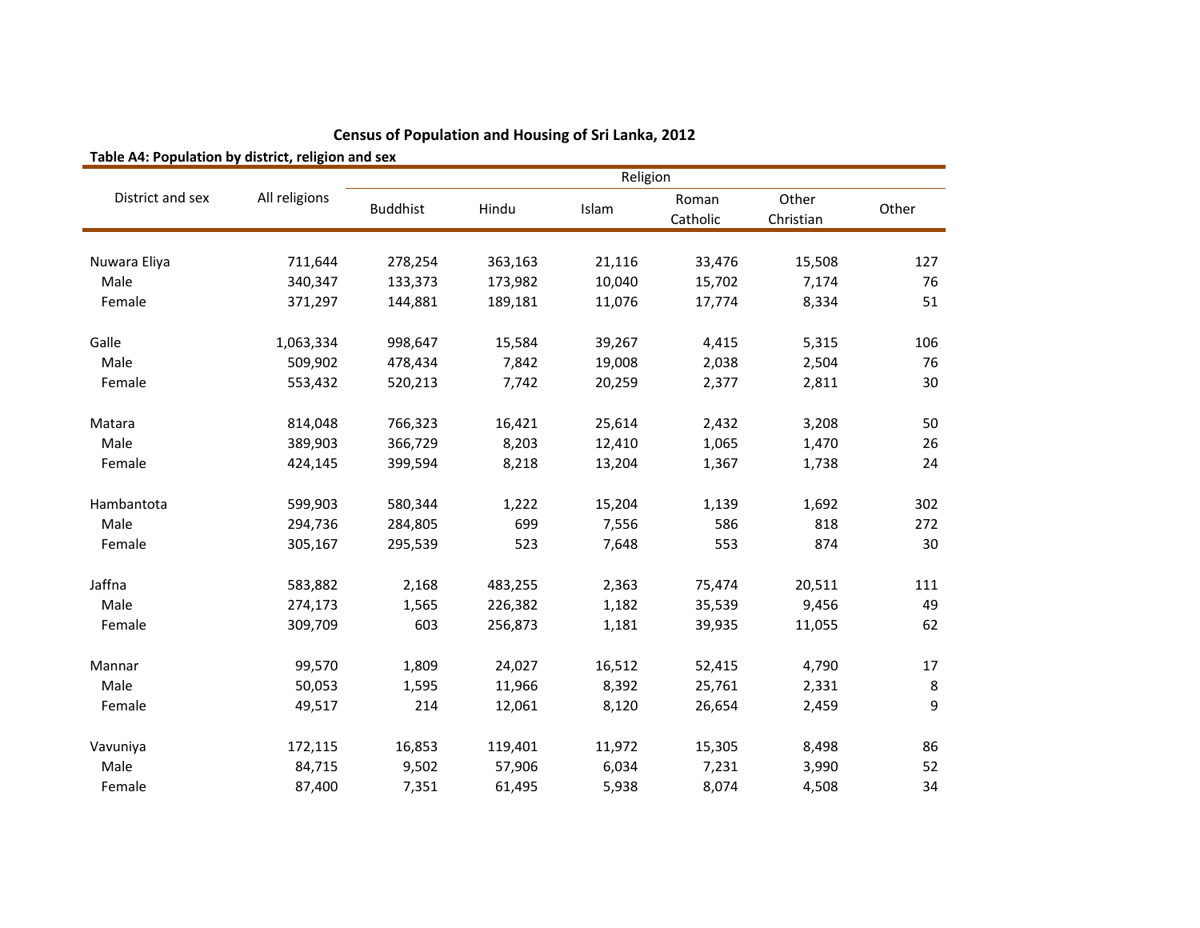**Census of Population and Housing of Sri Lanka, 2012**

**Table A4: Population by district, religion and sex**

| District and sex | All religions | Religion | | | | | |
|---|---|---|---|---|---|---|---|
| | | Buddhist | Hindu | Islam | Roman Catholic | Other Christian | Other |
| Nuwara Eliya | 711,644 | 278,254 | 363,163 | 21,116 | 33,476 | 15,508 | 127 |
| Male | 340,347 | 133,373 | 173,982 | 10,040 | 15,702 | 7,174 | 76 |
| Female | 371,297 | 144,881 | 189,181 | 11,076 | 17,774 | 8,334 | 51 |
| Galle | 1,063,334 | 998,647 | 15,584 | 39,267 | 4,415 | 5,315 | 106 |
| Male | 509,902 | 478,434 | 7,842 | 19,008 | 2,038 | 2,504 | 76 |
| Female | 553,432 | 520,213 | 7,742 | 20,259 | 2,377 | 2,811 | 30 |
| Matara | 814,048 | 766,323 | 16,421 | 25,614 | 2,432 | 3,208 | 50 |
| Male | 389,903 | 366,729 | 8,203 | 12,410 | 1,065 | 1,470 | 26 |
| Female | 424,145 | 399,594 | 8,218 | 13,204 | 1,367 | 1,738 | 24 |
| Hambantota | 599,903 | 580,344 | 1,222 | 15,204 | 1,139 | 1,692 | 302 |
| Male | 294,736 | 284,805 | 699 | 7,556 | 586 | 818 | 272 |
| Female | 305,167 | 295,539 | 523 | 7,648 | 553 | 874 | 30 |
| Jaffna | 583,882 | 2,168 | 483,255 | 2,363 | 75,474 | 20,511 | 111 |
| Male | 274,173 | 1,565 | 226,382 | 1,182 | 35,539 | 9,456 | 49 |
| Female | 309,709 | 603 | 256,873 | 1,181 | 39,935 | 11,055 | 62 |
| Mannar | 99,570 | 1,809 | 24,027 | 16,512 | 52,415 | 4,790 | 17 |
| Male | 50,053 | 1,595 | 11,966 | 8,392 | 25,761 | 2,331 | 8 |
| Female | 49,517 | 214 | 12,061 | 8,120 | 26,654 | 2,459 | 9 |
| Vavuniya | 172,115 | 16,853 | 119,401 | 11,972 | 15,305 | 8,498 | 86 |
| Male | 84,715 | 9,502 | 57,906 | 6,034 | 7,231 | 3,990 | 52 |
| Female | 87,400 | 7,351 | 61,495 | 5,938 | 8,074 | 4,508 | 34 |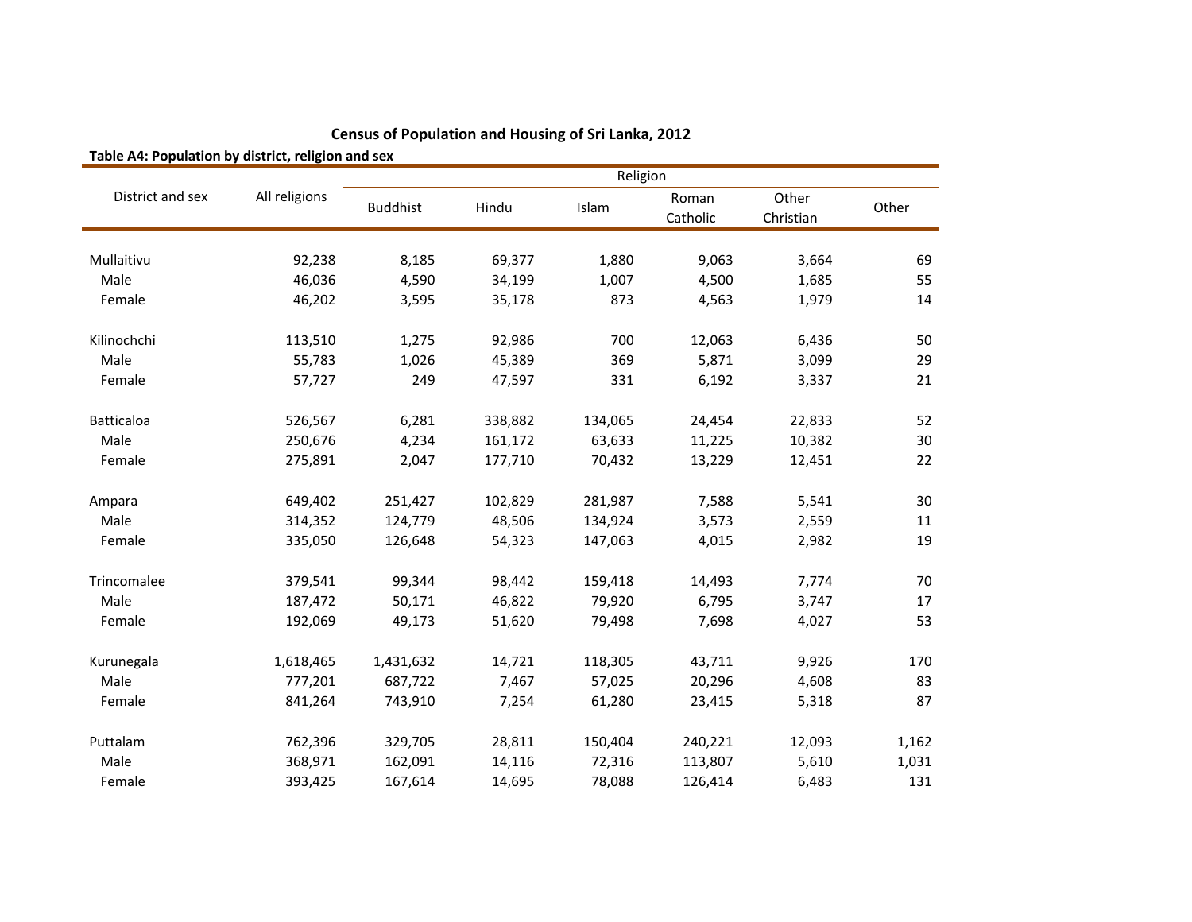## Census of Population and Housing of Sri Lanka, 2012

**Table A4: Population by district, religion and sex**

| District and sex | All religions | Religion | | | | | |
|---|---|---|---|---|---|---|---|
| | | Buddhist | Hindu | Islam | Roman Catholic | Other Christian | Other |
| Mullaitivu | 92,238 | 8,185 | 69,377 | 1,880 | 9,063 | 3,664 | 69 |
| Male | 46,036 | 4,590 | 34,199 | 1,007 | 4,500 | 1,685 | 55 |
| Female | 46,202 | 3,595 | 35,178 | 873 | 4,563 | 1,979 | 14 |
| Kilinochchi | 113,510 | 1,275 | 92,986 | 700 | 12,063 | 6,436 | 50 |
| Male | 55,783 | 1,026 | 45,389 | 369 | 5,871 | 3,099 | 29 |
| Female | 57,727 | 249 | 47,597 | 331 | 6,192 | 3,337 | 21 |
| Batticaloa | 526,567 | 6,281 | 338,882 | 134,065 | 24,454 | 22,833 | 52 |
| Male | 250,676 | 4,234 | 161,172 | 63,633 | 11,225 | 10,382 | 30 |
| Female | 275,891 | 2,047 | 177,710 | 70,432 | 13,229 | 12,451 | 22 |
| Ampara | 649,402 | 251,427 | 102,829 | 281,987 | 7,588 | 5,541 | 30 |
| Male | 314,352 | 124,779 | 48,506 | 134,924 | 3,573 | 2,559 | 11 |
| Female | 335,050 | 126,648 | 54,323 | 147,063 | 4,015 | 2,982 | 19 |
| Trincomalee | 379,541 | 99,344 | 98,442 | 159,418 | 14,493 | 7,774 | 70 |
| Male | 187,472 | 50,171 | 46,822 | 79,920 | 6,795 | 3,747 | 17 |
| Female | 192,069 | 49,173 | 51,620 | 79,498 | 7,698 | 4,027 | 53 |
| Kurunegala | 1,618,465 | 1,431,632 | 14,721 | 118,305 | 43,711 | 9,926 | 170 |
| Male | 777,201 | 687,722 | 7,467 | 57,025 | 20,296 | 4,608 | 83 |
| Female | 841,264 | 743,910 | 7,254 | 61,280 | 23,415 | 5,318 | 87 |
| Puttalam | 762,396 | 329,705 | 28,811 | 150,404 | 240,221 | 12,093 | 1,162 |
| Male | 368,971 | 162,091 | 14,116 | 72,316 | 113,807 | 5,610 | 1,031 |
| Female | 393,425 | 167,614 | 14,695 | 78,088 | 126,414 | 6,483 | 131 |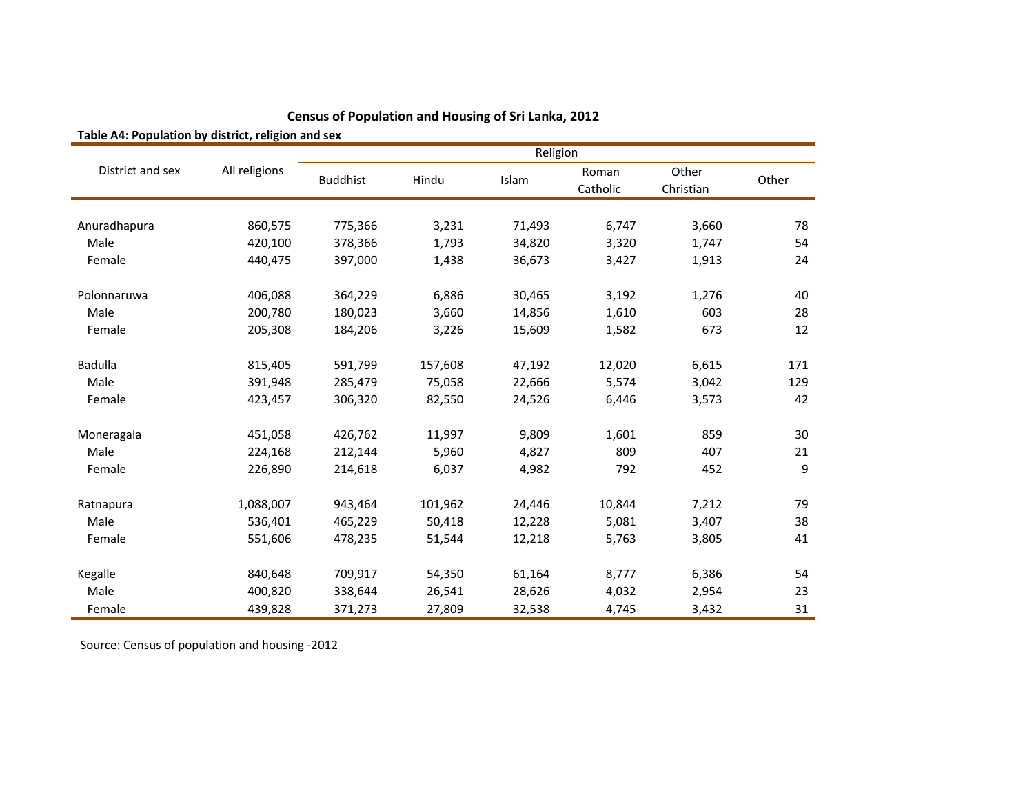## Census of Population and Housing of Sri Lanka, 2012

**Table A4: Population by district, religion and sex**

| District and sex | All religions | Religion | | | | | |
|---|---|---|---|---|---|---|---|
| | | Buddhist | Hindu | Islam | Roman Catholic | Other Christian | Other |
| Anuradhapura | 860,575 | 775,366 | 3,231 | 71,493 | 6,747 | 3,660 | 78 |
| Male | 420,100 | 378,366 | 1,793 | 34,820 | 3,320 | 1,747 | 54 |
| Female | 440,475 | 397,000 | 1,438 | 36,673 | 3,427 | 1,913 | 24 |
| Polonnaruwa | 406,088 | 364,229 | 6,886 | 30,465 | 3,192 | 1,276 | 40 |
| Male | 200,780 | 180,023 | 3,660 | 14,856 | 1,610 | 603 | 28 |
| Female | 205,308 | 184,206 | 3,226 | 15,609 | 1,582 | 673 | 12 |
| Badulla | 815,405 | 591,799 | 157,608 | 47,192 | 12,020 | 6,615 | 171 |
| Male | 391,948 | 285,479 | 75,058 | 22,666 | 5,574 | 3,042 | 129 |
| Female | 423,457 | 306,320 | 82,550 | 24,526 | 6,446 | 3,573 | 42 |
| Moneragala | 451,058 | 426,762 | 11,997 | 9,809 | 1,601 | 859 | 30 |
| Male | 224,168 | 212,144 | 5,960 | 4,827 | 809 | 407 | 21 |
| Female | 226,890 | 214,618 | 6,037 | 4,982 | 792 | 452 | 9 |
| Ratnapura | 1,088,007 | 943,464 | 101,962 | 24,446 | 10,844 | 7,212 | 79 |
| Male | 536,401 | 465,229 | 50,418 | 12,228 | 5,081 | 3,407 | 38 |
| Female | 551,606 | 478,235 | 51,544 | 12,218 | 5,763 | 3,805 | 41 |
| Kegalle | 840,648 | 709,917 | 54,350 | 61,164 | 8,777 | 6,386 | 54 |
| Male | 400,820 | 338,644 | 26,541 | 28,626 | 4,032 | 2,954 | 23 |
| Female | 439,828 | 371,273 | 27,809 | 32,538 | 4,745 | 3,432 | 31 |

Source: Census of population and housing -2012